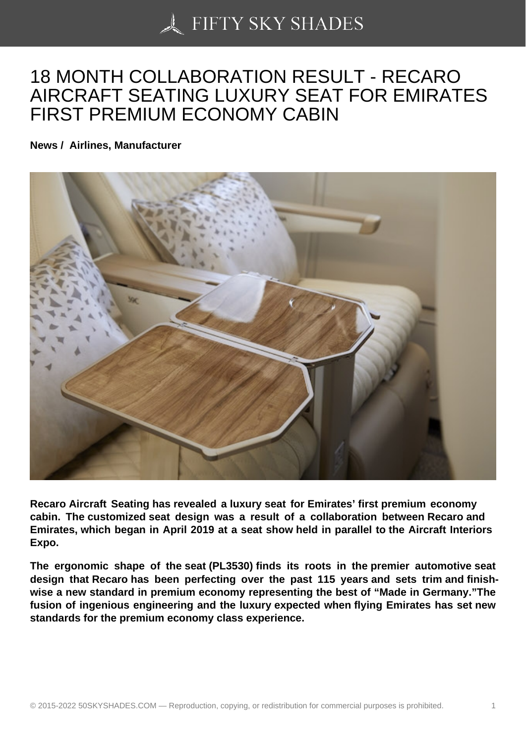# 18 MONTH COLLABORATION RESULT - RECARO AIRCRAFT SEATING LUXURY SEAT FOR EMIRATES FIRST PREMIUM ECONOMY CABIN

**News / Airlines, Manufacturer**

**Recaro Aircraft Seating has revealed a luxury seat for Emirates' first premium economy cabin. The customized seat design was a result of a collaboration between Recaro and Emirates, which began in April 2019 at a seat show held in parallel to the Aircraft Interiors Expo.**

**The ergonomic shape of the seat (PL3530) finds its roots in the premier automotive seat design that Recaro has been perfecting over the past 115 years and sets trim and finish-wise a new standard in premium economy representing the best of "Made in Germany."The fusion of ingenious engineering and the luxury expected when flying Emirates has set new standards for the premium economy class experience.**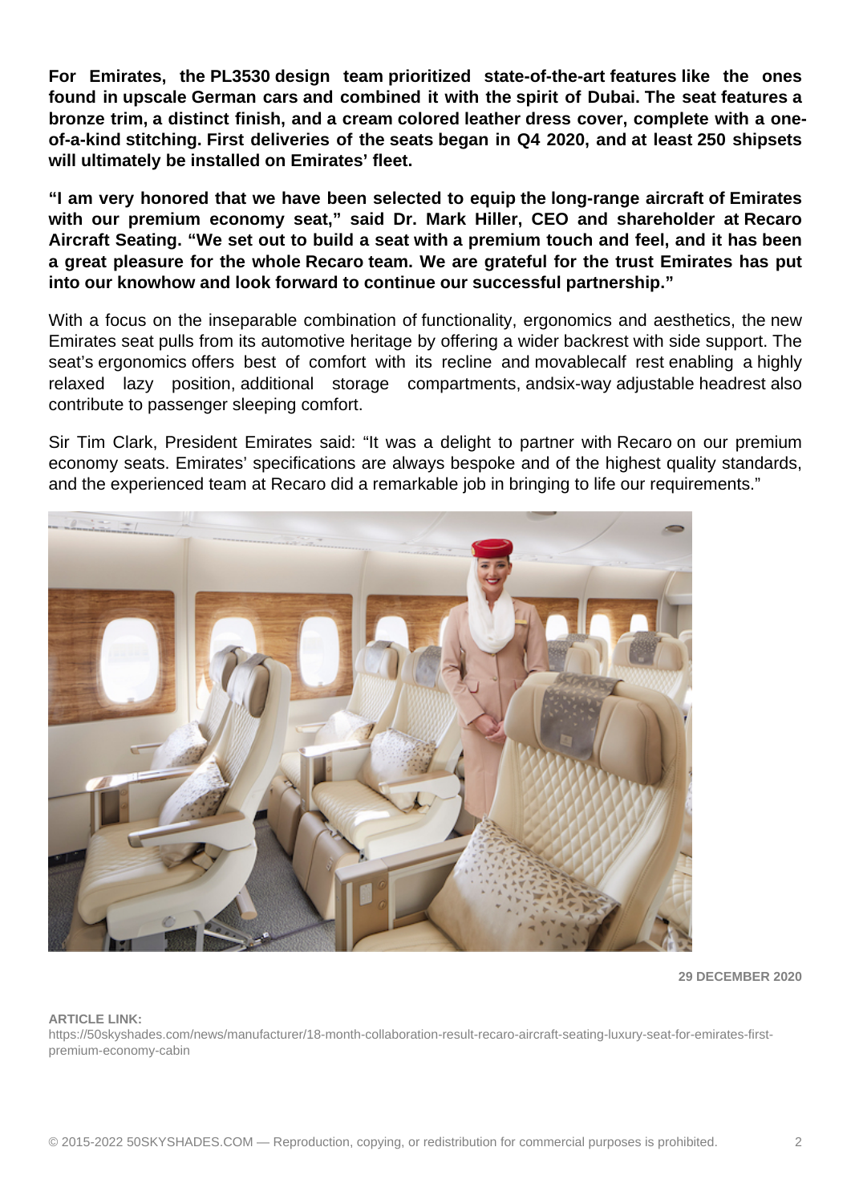**For Emirates, the PL3530 design team prioritized state-of-the-art features like the ones found in upscale German cars and combined it with the spirit of Dubai. The seat features a bronze trim, a distinct finish, and a cream colored leather dress cover, complete with a one-of-a-kind stitching. First deliveries of the seats began in Q4 2020, and at least 250 shipsets will ultimately be installed on Emirates' fleet.**

**"I am very honored that we have been selected to equip the long-range aircraft of Emirates with our premium economy seat," said Dr. Mark Hiller, CEO and shareholder at Recaro Aircraft Seating. "We set out to build a seat with a premium touch and feel, and it has been a great pleasure for the whole Recaro team. We are grateful for the trust Emirates has put into our knowhow and look forward to continue our successful partnership."**

With a focus on the inseparable combination of functionality, ergonomics and aesthetics, the new Emirates seat pulls from its automotive heritage by offering a wider backrest with side support. The seat's ergonomics offers best of comfort with its recline and movablecalf rest enabling a highly relaxed lazy position, additional storage compartments, andsix-way adjustable headrest also contribute to passenger sleeping comfort.

Sir Tim Clark, President Emirates said: "It was a delight to partner with Recaro on our premium economy seats. Emirates' specifications are always bespoke and of the highest quality standards, and the experienced team at Recaro did a remarkable job in bringing to life our requirements."

**29 DECEMBER 2020**

**ARTICLE LINK:**
https://50skyshades.com/news/manufacturer/18-month-collaboration-result-recaro-aircraft-seating-luxury-seat-for-emirates-first-premium-economy-cabin

© 2015-2022 50SKYSHADES.COM — Reproduction, copying, or redistribution for commercial purposes is prohibited.